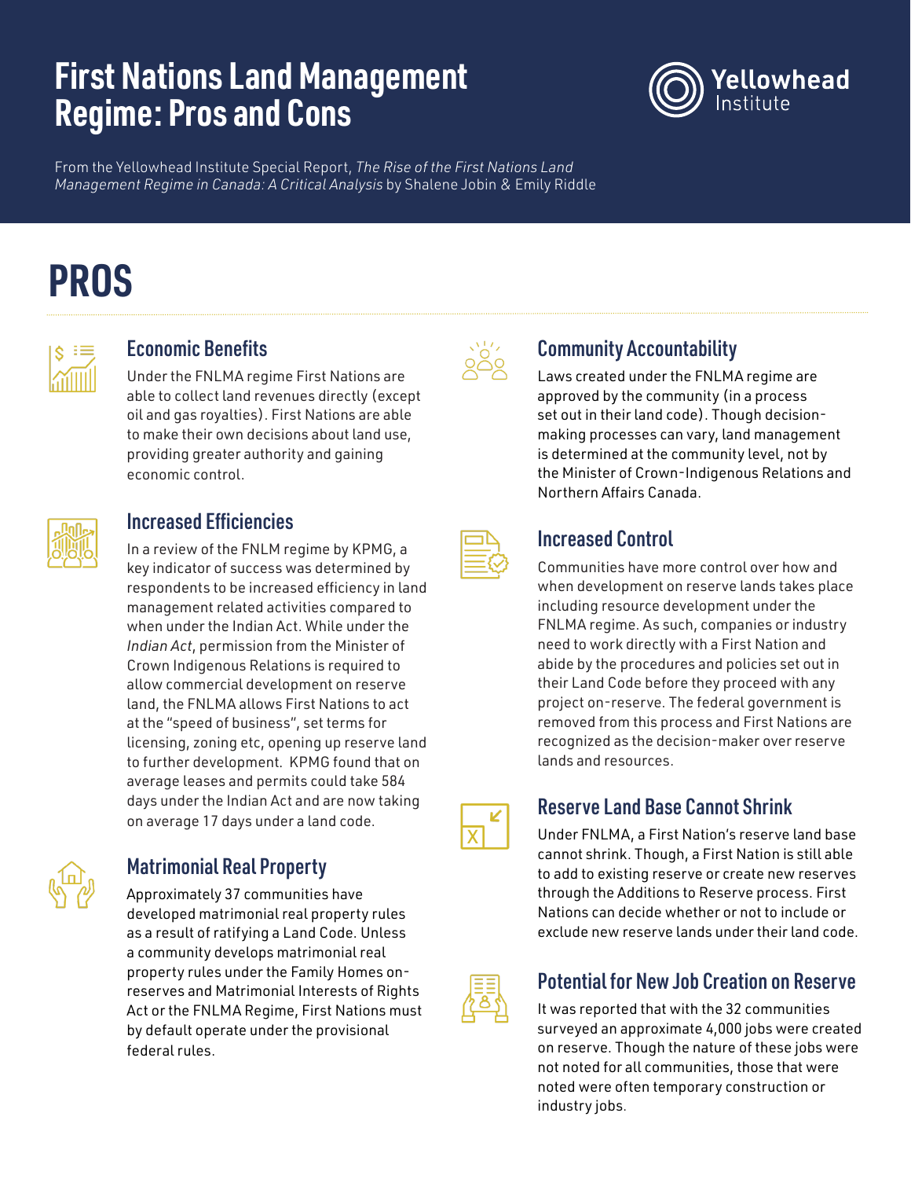# First Nations Land Management Regime: Pros and Cons

Yellowhead Institute

From the Yellowhead Institute Special Report, *The Rise of the First Nations Land Management Regime in Canada: A Critical Analysis* by Shalene Jobin & Emily Riddle

# PROS

### Economic Benefits

Under the FNLMA regime First Nations are able to collect land revenues directly (except oil and gas royalties). First Nations are able to make their own decisions about land use, providing greater authority and gaining economic control.

### Increased Efficiencies

In a review of the FNLM regime by KPMG, a key indicator of success was determined by respondents to be increased efficiency in land management related activities compared to when under the Indian Act. While under the *Indian Act*, permission from the Minister of Crown Indigenous Relations is required to allow commercial development on reserve land, the FNLMA allows First Nations to act at the "speed of business", set terms for licensing, zoning etc, opening up reserve land to further development. KPMG found that on average leases and permits could take 584 days under the Indian Act and are now taking on average 17 days under a land code.

### Matrimonial Real Property

Approximately 37 communities have developed matrimonial real property rules as a result of ratifying a Land Code. Unless a community develops matrimonial real property rules under the Family Homes on-reserves and Matrimonial Interests of Rights Act or the FNLMA Regime, First Nations must by default operate under the provisional federal rules.

### Community Accountability

Laws created under the FNLMA regime are approved by the community (in a process set out in their land code). Though decision-making processes can vary, land management is determined at the community level, not by the Minister of Crown-Indigenous Relations and Northern Affairs Canada.

### Increased Control

Communities have more control over how and when development on reserve lands takes place including resource development under the FNLMA regime. As such, companies or industry need to work directly with a First Nation and abide by the procedures and policies set out in their Land Code before they proceed with any project on-reserve. The federal government is removed from this process and First Nations are recognized as the decision-maker over reserve lands and resources.

### Reserve Land Base Cannot Shrink

Under FNLMA, a First Nation's reserve land base cannot shrink. Though, a First Nation is still able to add to existing reserve or create new reserves through the Additions to Reserve process. First Nations can decide whether or not to include or exclude new reserve lands under their land code.

### Potential for New Job Creation on Reserve

It was reported that with the 32 communities surveyed an approximate 4,000 jobs were created on reserve. Though the nature of these jobs were not noted for all communities, those that were noted were often temporary construction or industry jobs.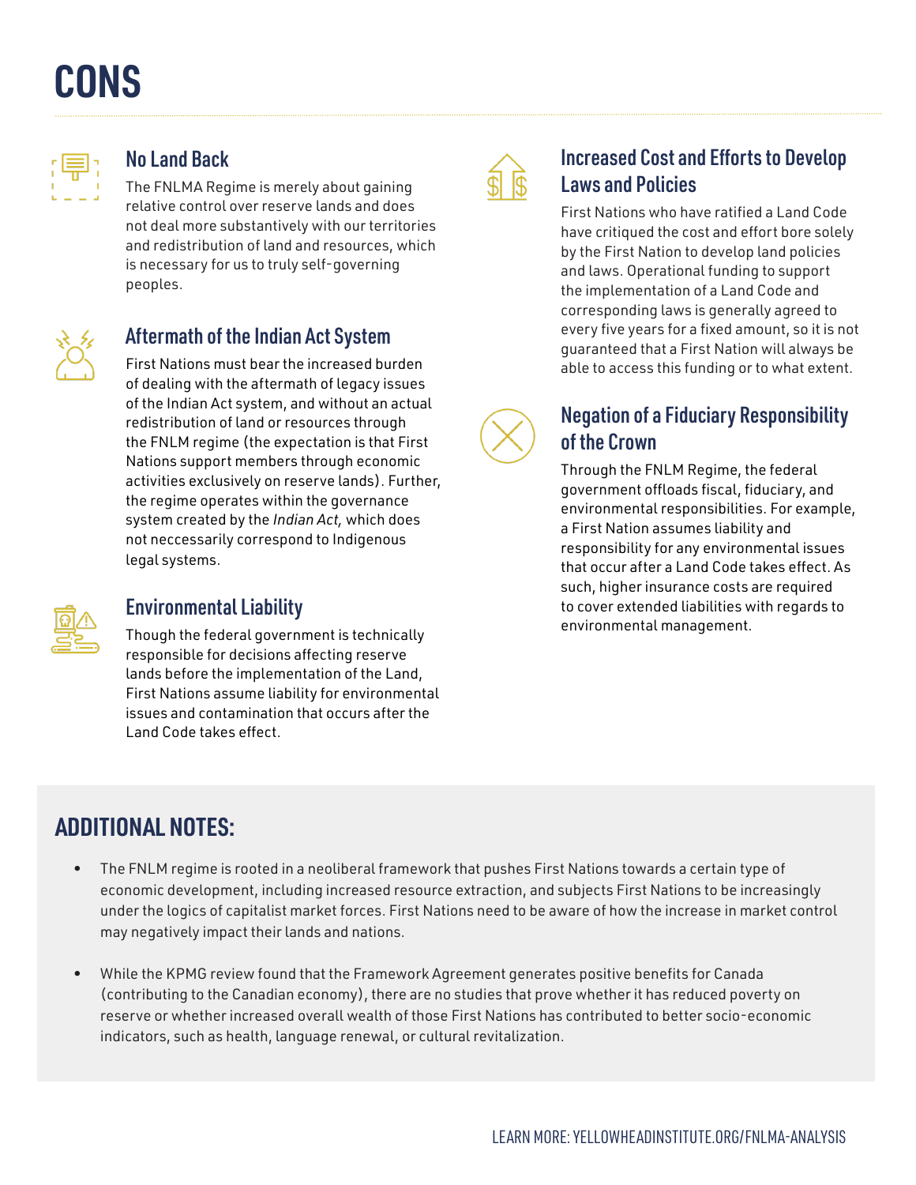# CONS

## No Land Back

The FNLMA Regime is merely about gaining relative control over reserve lands and does not deal more substantively with our territories and redistribution of land and resources, which is necessary for us to truly self-governing peoples.

## Aftermath of the Indian Act System

First Nations must bear the increased burden of dealing with the aftermath of legacy issues of the Indian Act system, and without an actual redistribution of land or resources through the FNLM regime (the expectation is that First Nations support members through economic activities exclusively on reserve lands). Further, the regime operates within the governance system created by the *Indian Act,* which does not neccessarily correspond to Indigenous legal systems.

## Environmental Liability

Though the federal government is technically responsible for decisions affecting reserve lands before the implementation of the Land, First Nations assume liability for environmental issues and contamination that occurs after the Land Code takes effect.

## Increased Cost and Efforts to Develop Laws and Policies

First Nations who have ratified a Land Code have critiqued the cost and effort bore solely by the First Nation to develop land policies and laws. Operational funding to support the implementation of a Land Code and corresponding laws is generally agreed to every five years for a fixed amount, so it is not guaranteed that a First Nation will always be able to access this funding or to what extent.

## Negation of a Fiduciary Responsibility of the Crown

Through the FNLM Regime, the federal government offloads fiscal, fiduciary, and environmental responsibilities. For example, a First Nation assumes liability and responsibility for any environmental issues that occur after a Land Code takes effect. As such, higher insurance costs are required to cover extended liabilities with regards to environmental management.

## ADDITIONAL NOTES:

- The FNLM regime is rooted in a neoliberal framework that pushes First Nations towards a certain type of economic development, including increased resource extraction, and subjects First Nations to be increasingly under the logics of capitalist market forces. First Nations need to be aware of how the increase in market control may negatively impact their lands and nations.
- While the KPMG review found that the Framework Agreement generates positive benefits for Canada (contributing to the Canadian economy), there are no studies that prove whether it has reduced poverty on reserve or whether increased overall wealth of those First Nations has contributed to better socio-economic indicators, such as health, language renewal, or cultural revitalization.

LEARN MORE: YELLOWHEADINSTITUTE.ORG/FNLMA-ANALYSIS